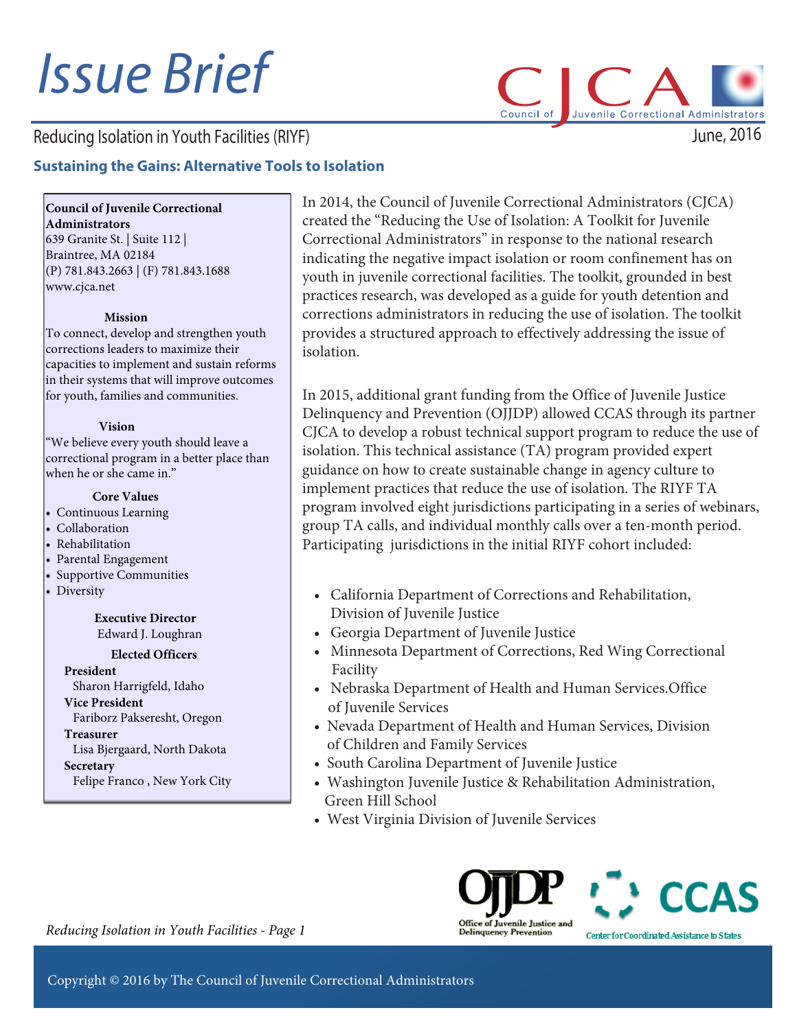# Issue Brief

Reducing Isolation in Youth Facilities (RIYF)

June, 2016

## Sustaining the Gains: Alternative Tools to Isolation

**Council of Juvenile Correctional Administrators**
639 Granite St. | Suite 112 |
Braintree, MA 02184
(P) 781.843.2663 | (F) 781.843.1688
www.cjca.net

**Mission**

To connect, develop and strengthen youth corrections leaders to maximize their capacities to implement and sustain reforms in their systems that will improve outcomes for youth, families and communities.

**Vision**

"We believe every youth should leave a correctional program in a better place than when he or she came in."

**Core Values**

- Continuous Learning
- Collaboration
- Rehabilitation
- Parental Engagement
- Supportive Communities
- Diversity

**Executive Director**
Edward J. Loughran

**Elected Officers**

**President**
Sharon Harrigfeld, Idaho

**Vice President**
Fariborz Pakseresht, Oregon

**Treasurer**
Lisa Bjergaard, North Dakota

**Secretary**
Felipe Franco , New York City

In 2014, the Council of Juvenile Correctional Administrators (CJCA) created the "Reducing the Use of Isolation: A Toolkit for Juvenile Correctional Administrators" in response to the national research indicating the negative impact isolation or room confinement has on youth in juvenile correctional facilities. The toolkit, grounded in best practices research, was developed as a guide for youth detention and corrections administrators in reducing the use of isolation. The toolkit provides a structured approach to effectively addressing the issue of isolation.

In 2015, additional grant funding from the Office of Juvenile Justice Delinquency and Prevention (OJJDP) allowed CCAS through its partner CJCA to develop a robust technical support program to reduce the use of isolation. This technical assistance (TA) program provided expert guidance on how to create sustainable change in agency culture to implement practices that reduce the use of isolation. The RIYF TA program involved eight jurisdictions participating in a series of webinars, group TA calls, and individual monthly calls over a ten-month period. Participating jurisdictions in the initial RIYF cohort included:

- California Department of Corrections and Rehabilitation, Division of Juvenile Justice
- Georgia Department of Juvenile Justice
- Minnesota Department of Corrections, Red Wing Correctional Facility
- Nebraska Department of Health and Human Services.Office of Juvenile Services
- Nevada Department of Health and Human Services, Division of Children and Family Services
- South Carolina Department of Juvenile Justice
- Washington Juvenile Justice & Rehabilitation Administration, Green Hill School
- West Virginia Division of Juvenile Services

OJJDP Office of Juvenile Justice and Delinquency Prevention

CCAS Center for Coordinated Assistance to States

Copyright © 2016 by The Council of Juvenile Correctional Administrators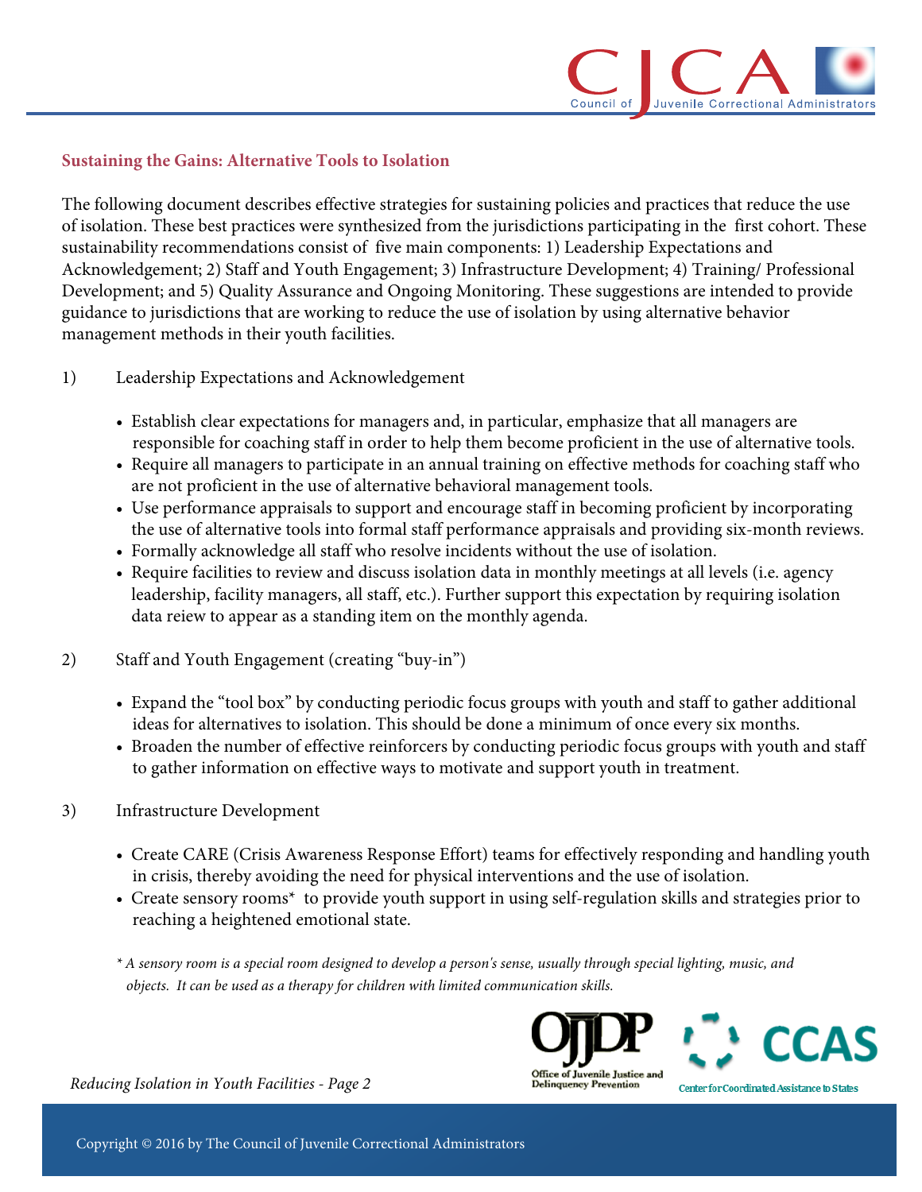## Sustaining the Gains: Alternative Tools to Isolation

The following document describes effective strategies for sustaining policies and practices that reduce the use of isolation. These best practices were synthesized from the jurisdictions participating in the first cohort. These sustainability recommendations consist of five main components: 1) Leadership Expectations and Acknowledgement; 2) Staff and Youth Engagement; 3) Infrastructure Development; 4) Training/ Professional Development; and 5) Quality Assurance and Ongoing Monitoring. These suggestions are intended to provide guidance to jurisdictions that are working to reduce the use of isolation by using alternative behavior management methods in their youth facilities.

1) Leadership Expectations and Acknowledgement

- Establish clear expectations for managers and, in particular, emphasize that all managers are responsible for coaching staff in order to help them become proficient in the use of alternative tools.
- Require all managers to participate in an annual training on effective methods for coaching staff who are not proficient in the use of alternative behavioral management tools.
- Use performance appraisals to support and encourage staff in becoming proficient by incorporating the use of alternative tools into formal staff performance appraisals and providing six-month reviews.
- Formally acknowledge all staff who resolve incidents without the use of isolation.
- Require facilities to review and discuss isolation data in monthly meetings at all levels (i.e. agency leadership, facility managers, all staff, etc.). Further support this expectation by requiring isolation data reiew to appear as a standing item on the monthly agenda.

2) Staff and Youth Engagement (creating "buy-in")

- Expand the "tool box" by conducting periodic focus groups with youth and staff to gather additional ideas for alternatives to isolation. This should be done a minimum of once every six months.
- Broaden the number of effective reinforcers by conducting periodic focus groups with youth and staff to gather information on effective ways to motivate and support youth in treatment.

3) Infrastructure Development

- Create CARE (Crisis Awareness Response Effort) teams for effectively responding and handling youth in crisis, thereby avoiding the need for physical interventions and the use of isolation.
- Create sensory rooms* to provide youth support in using self-regulation skills and strategies prior to reaching a heightened emotional state.

*\* A sensory room is a special room designed to develop a person's sense, usually through special lighting, music, and objects. It can be used as a therapy for children with limited communication skills.*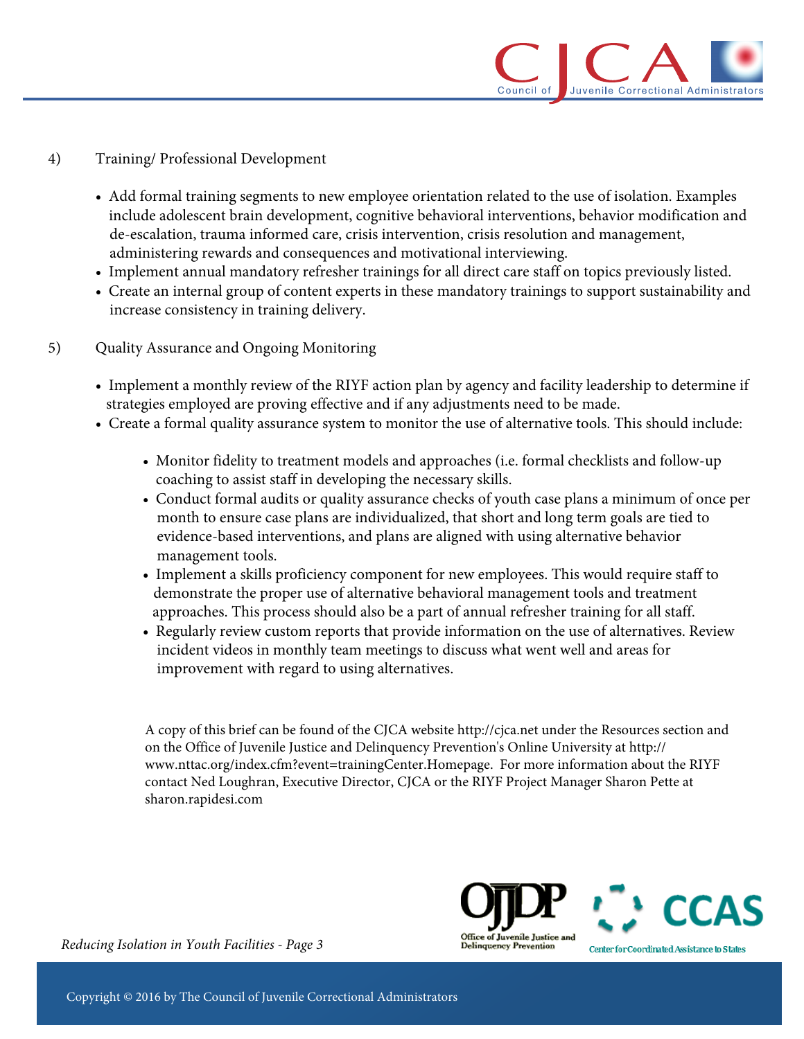4) Training/ Professional Development

- Add formal training segments to new employee orientation related to the use of isolation. Examples include adolescent brain development, cognitive behavioral interventions, behavior modification and de-escalation, trauma informed care, crisis intervention, crisis resolution and management, administering rewards and consequences and motivational interviewing.
- Implement annual mandatory refresher trainings for all direct care staff on topics previously listed.
- Create an internal group of content experts in these mandatory trainings to support sustainability and increase consistency in training delivery.

5) Quality Assurance and Ongoing Monitoring

- Implement a monthly review of the RIYF action plan by agency and facility leadership to determine if strategies employed are proving effective and if any adjustments need to be made.
- Create a formal quality assurance system to monitor the use of alternative tools. This should include:
  - Monitor fidelity to treatment models and approaches (i.e. formal checklists and follow-up coaching to assist staff in developing the necessary skills.
  - Conduct formal audits or quality assurance checks of youth case plans a minimum of once per month to ensure case plans are individualized, that short and long term goals are tied to evidence-based interventions, and plans are aligned with using alternative behavior management tools.
  - Implement a skills proficiency component for new employees. This would require staff to demonstrate the proper use of alternative behavioral management tools and treatment approaches. This process should also be a part of annual refresher training for all staff.
  - Regularly review custom reports that provide information on the use of alternatives. Review incident videos in monthly team meetings to discuss what went well and areas for improvement with regard to using alternatives.

A copy of this brief can be found of the CJCA website http://cjca.net under the Resources section and on the Office of Juvenile Justice and Delinquency Prevention's Online University at http://www.nttac.org/index.cfm?event=trainingCenter.Homepage. For more information about the RIYF contact Ned Loughran, Executive Director, CJCA or the RIYF Project Manager Sharon Pette at sharon.rapidesi.com

OJJDP Office of Juvenile Justice and Delinquency Prevention

CCAS Center for Coordinated Assistance to States

Copyright © 2016 by The Council of Juvenile Correctional Administrators